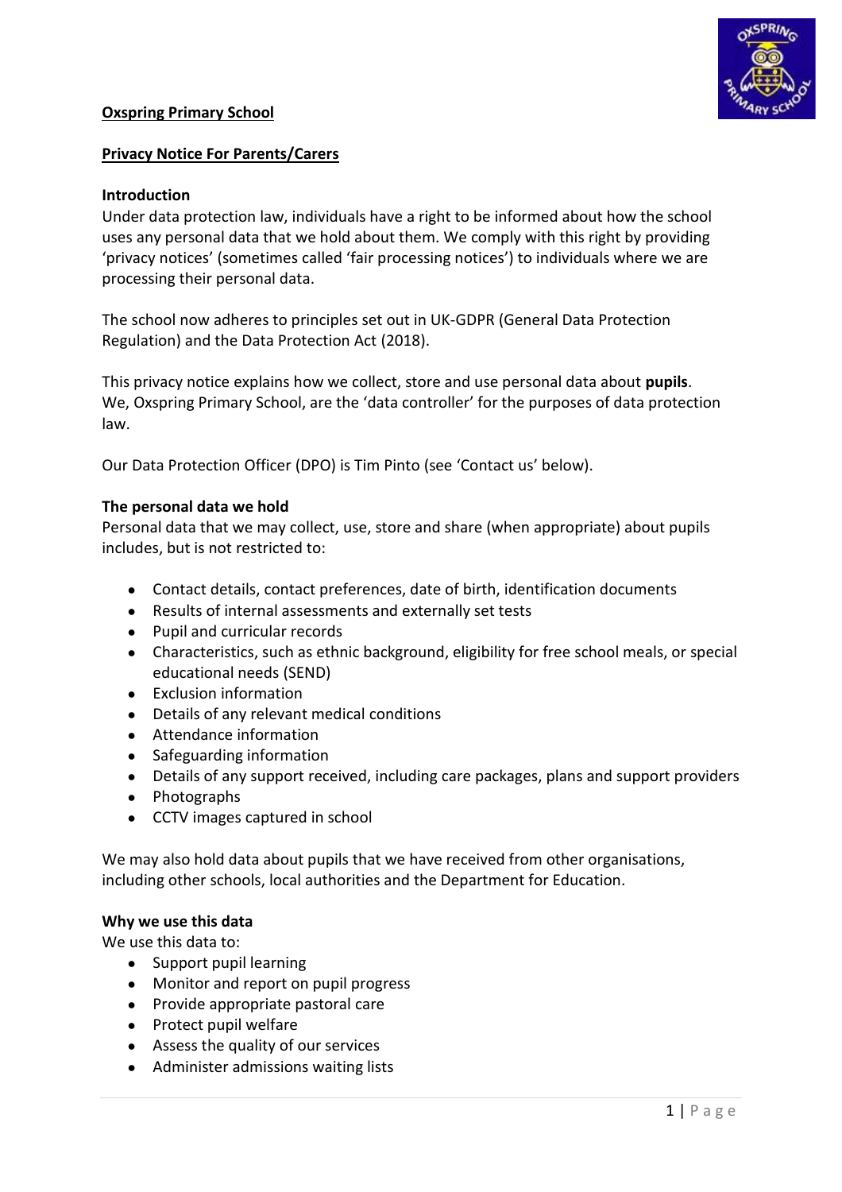# Oxspring Primary School

## Privacy Notice For Parents/Carers

### Introduction

Under data protection law, individuals have a right to be informed about how the school uses any personal data that we hold about them. We comply with this right by providing 'privacy notices' (sometimes called 'fair processing notices') to individuals where we are processing their personal data.

The school now adheres to principles set out in UK-GDPR (General Data Protection Regulation) and the Data Protection Act (2018).

This privacy notice explains how we collect, store and use personal data about **pupils**. We, Oxspring Primary School, are the 'data controller' for the purposes of data protection law.

Our Data Protection Officer (DPO) is Tim Pinto (see 'Contact us' below).

### The personal data we hold

Personal data that we may collect, use, store and share (when appropriate) about pupils includes, but is not restricted to:

- Contact details, contact preferences, date of birth, identification documents
- Results of internal assessments and externally set tests
- Pupil and curricular records
- Characteristics, such as ethnic background, eligibility for free school meals, or special educational needs (SEND)
- Exclusion information
- Details of any relevant medical conditions
- Attendance information
- Safeguarding information
- Details of any support received, including care packages, plans and support providers
- Photographs
- CCTV images captured in school

We may also hold data about pupils that we have received from other organisations, including other schools, local authorities and the Department for Education.

### Why we use this data

We use this data to:

- Support pupil learning
- Monitor and report on pupil progress
- Provide appropriate pastoral care
- Protect pupil welfare
- Assess the quality of our services
- Administer admissions waiting lists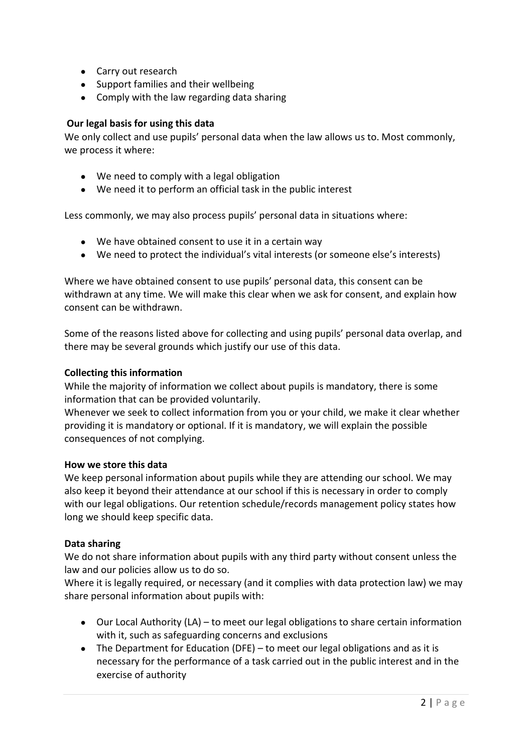- Carry out research
- Support families and their wellbeing
- Comply with the law regarding data sharing

**Our legal basis for using this data**

We only collect and use pupils' personal data when the law allows us to. Most commonly, we process it where:

- We need to comply with a legal obligation
- We need it to perform an official task in the public interest

Less commonly, we may also process pupils' personal data in situations where:

- We have obtained consent to use it in a certain way
- We need to protect the individual's vital interests (or someone else's interests)

Where we have obtained consent to use pupils' personal data, this consent can be withdrawn at any time. We will make this clear when we ask for consent, and explain how consent can be withdrawn.

Some of the reasons listed above for collecting and using pupils' personal data overlap, and there may be several grounds which justify our use of this data.

**Collecting this information**

While the majority of information we collect about pupils is mandatory, there is some information that can be provided voluntarily.

Whenever we seek to collect information from you or your child, we make it clear whether providing it is mandatory or optional. If it is mandatory, we will explain the possible consequences of not complying.

**How we store this data**

We keep personal information about pupils while they are attending our school. We may also keep it beyond their attendance at our school if this is necessary in order to comply with our legal obligations. Our retention schedule/records management policy states how long we should keep specific data.

**Data sharing**

We do not share information about pupils with any third party without consent unless the law and our policies allow us to do so.

Where it is legally required, or necessary (and it complies with data protection law) we may share personal information about pupils with:

- Our Local Authority (LA) – to meet our legal obligations to share certain information with it, such as safeguarding concerns and exclusions
- The Department for Education (DFE) – to meet our legal obligations and as it is necessary for the performance of a task carried out in the public interest and in the exercise of authority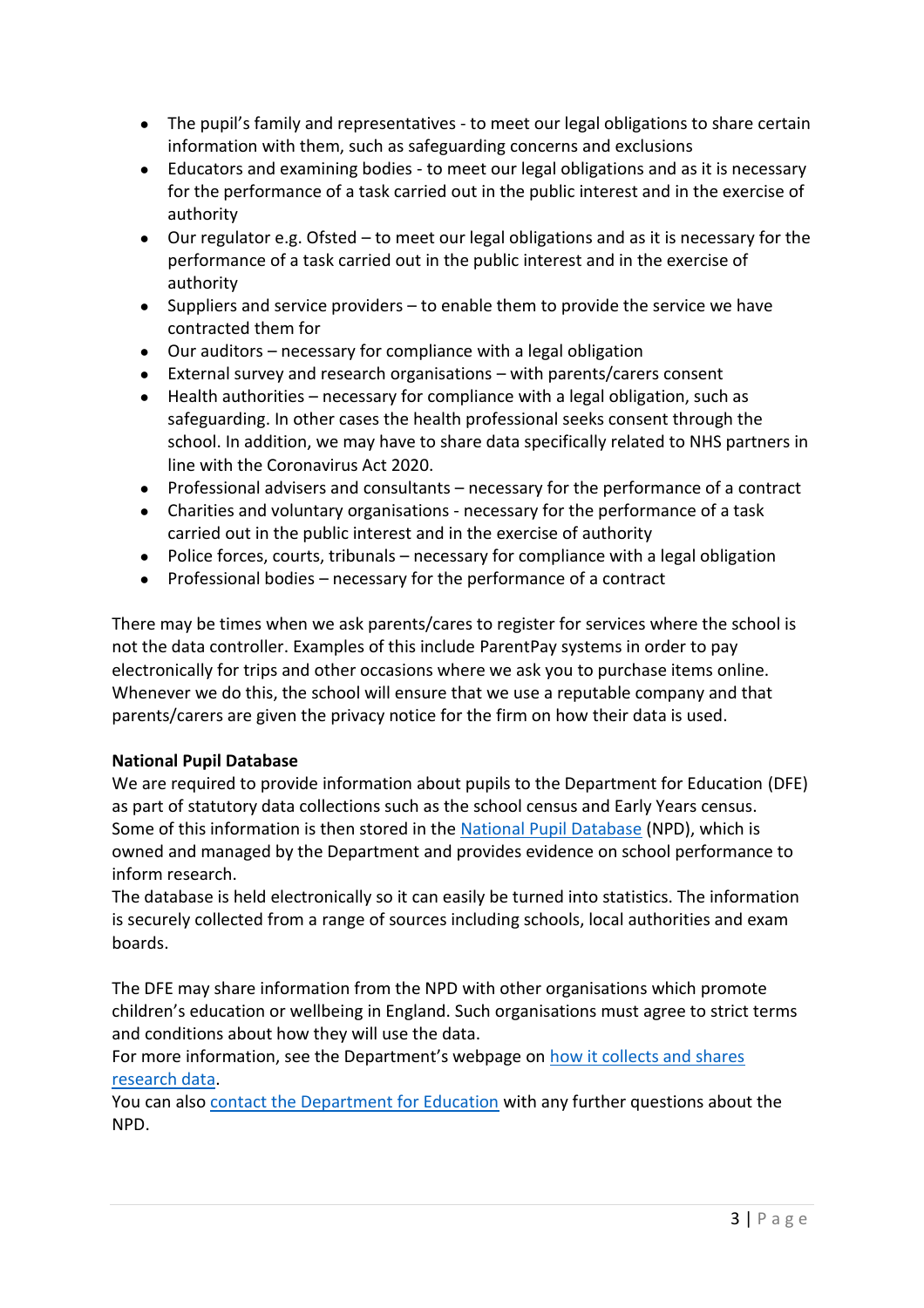- The pupil's family and representatives - to meet our legal obligations to share certain information with them, such as safeguarding concerns and exclusions
- Educators and examining bodies - to meet our legal obligations and as it is necessary for the performance of a task carried out in the public interest and in the exercise of authority
- Our regulator e.g. Ofsted – to meet our legal obligations and as it is necessary for the performance of a task carried out in the public interest and in the exercise of authority
- Suppliers and service providers – to enable them to provide the service we have contracted them for
- Our auditors – necessary for compliance with a legal obligation
- External survey and research organisations – with parents/carers consent
- Health authorities – necessary for compliance with a legal obligation, such as safeguarding. In other cases the health professional seeks consent through the school. In addition, we may have to share data specifically related to NHS partners in line with the Coronavirus Act 2020.
- Professional advisers and consultants – necessary for the performance of a contract
- Charities and voluntary organisations - necessary for the performance of a task carried out in the public interest and in the exercise of authority
- Police forces, courts, tribunals – necessary for compliance with a legal obligation
- Professional bodies – necessary for the performance of a contract

There may be times when we ask parents/cares to register for services where the school is not the data controller. Examples of this include ParentPay systems in order to pay electronically for trips and other occasions where we ask you to purchase items online. Whenever we do this, the school will ensure that we use a reputable company and that parents/carers are given the privacy notice for the firm on how their data is used.

**National Pupil Database**

We are required to provide information about pupils to the Department for Education (DFE) as part of statutory data collections such as the school census and Early Years census. Some of this information is then stored in the National Pupil Database (NPD), which is owned and managed by the Department and provides evidence on school performance to inform research.

The database is held electronically so it can easily be turned into statistics. The information is securely collected from a range of sources including schools, local authorities and exam boards.

The DFE may share information from the NPD with other organisations which promote children's education or wellbeing in England. Such organisations must agree to strict terms and conditions about how they will use the data.

For more information, see the Department's webpage on how it collects and shares research data.

You can also contact the Department for Education with any further questions about the NPD.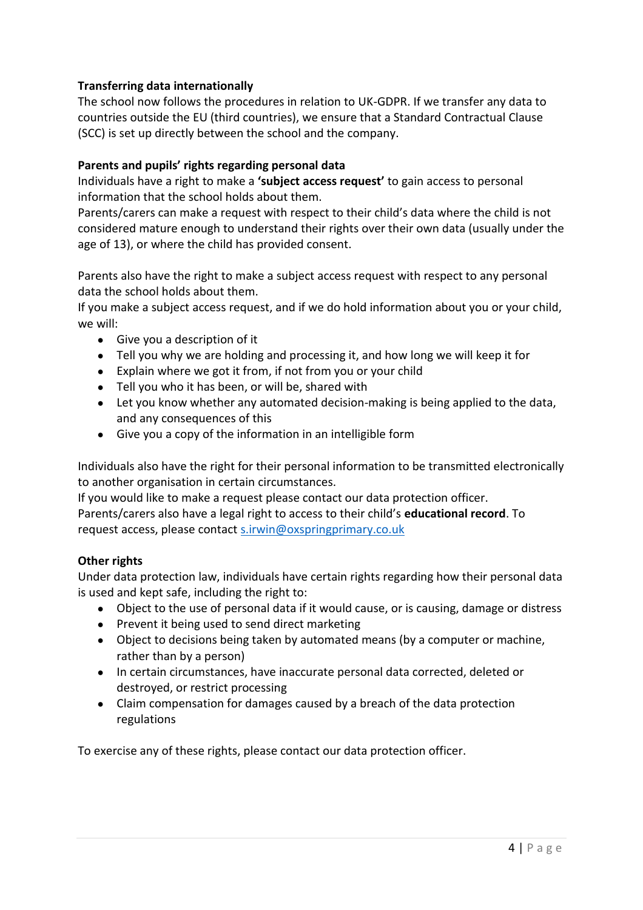**Transferring data internationally**

The school now follows the procedures in relation to UK-GDPR. If we transfer any data to countries outside the EU (third countries), we ensure that a Standard Contractual Clause (SCC) is set up directly between the school and the company.

**Parents and pupils' rights regarding personal data**

Individuals have a right to make a **'subject access request'** to gain access to personal information that the school holds about them.

Parents/carers can make a request with respect to their child's data where the child is not considered mature enough to understand their rights over their own data (usually under the age of 13), or where the child has provided consent.

Parents also have the right to make a subject access request with respect to any personal data the school holds about them.

If you make a subject access request, and if we do hold information about you or your child, we will:

- Give you a description of it
- Tell you why we are holding and processing it, and how long we will keep it for
- Explain where we got it from, if not from you or your child
- Tell you who it has been, or will be, shared with
- Let you know whether any automated decision-making is being applied to the data, and any consequences of this
- Give you a copy of the information in an intelligible form

Individuals also have the right for their personal information to be transmitted electronically to another organisation in certain circumstances.

If you would like to make a request please contact our data protection officer.

Parents/carers also have a legal right to access to their child's **educational record**. To request access, please contact s.irwin@oxspringprimary.co.uk

**Other rights**

Under data protection law, individuals have certain rights regarding how their personal data is used and kept safe, including the right to:

- Object to the use of personal data if it would cause, or is causing, damage or distress
- Prevent it being used to send direct marketing
- Object to decisions being taken by automated means (by a computer or machine, rather than by a person)
- In certain circumstances, have inaccurate personal data corrected, deleted or destroyed, or restrict processing
- Claim compensation for damages caused by a breach of the data protection regulations

To exercise any of these rights, please contact our data protection officer.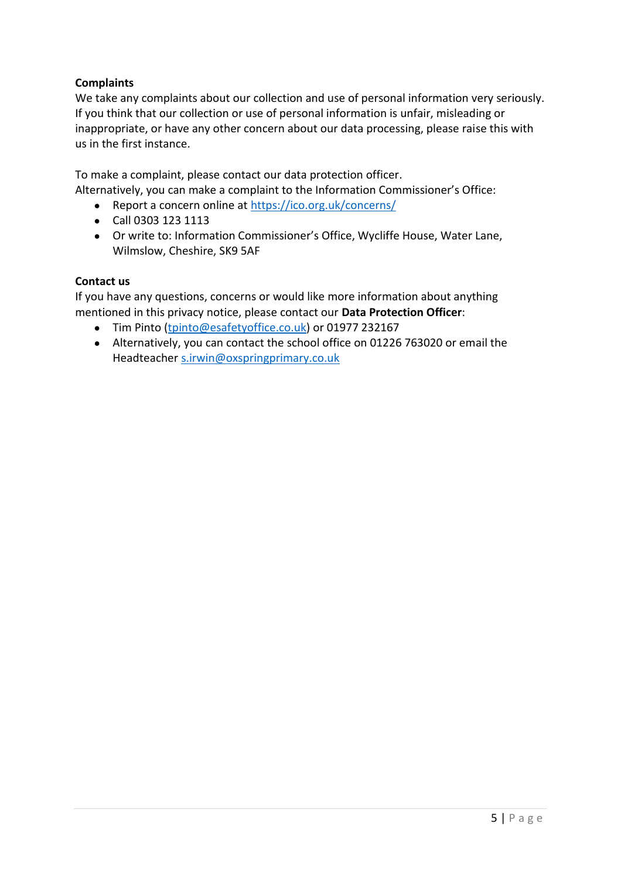**Complaints**

We take any complaints about our collection and use of personal information very seriously. If you think that our collection or use of personal information is unfair, misleading or inappropriate, or have any other concern about our data processing, please raise this with us in the first instance.

To make a complaint, please contact our data protection officer.
Alternatively, you can make a complaint to the Information Commissioner's Office:

- Report a concern online at https://ico.org.uk/concerns/
- Call 0303 123 1113
- Or write to: Information Commissioner's Office, Wycliffe House, Water Lane, Wilmslow, Cheshire, SK9 5AF

**Contact us**

If you have any questions, concerns or would like more information about anything mentioned in this privacy notice, please contact our **Data Protection Officer**:

- Tim Pinto (tpinto@esafetyoffice.co.uk) or 01977 232167
- Alternatively, you can contact the school office on 01226 763020 or email the Headteacher s.irwin@oxspringprimary.co.uk